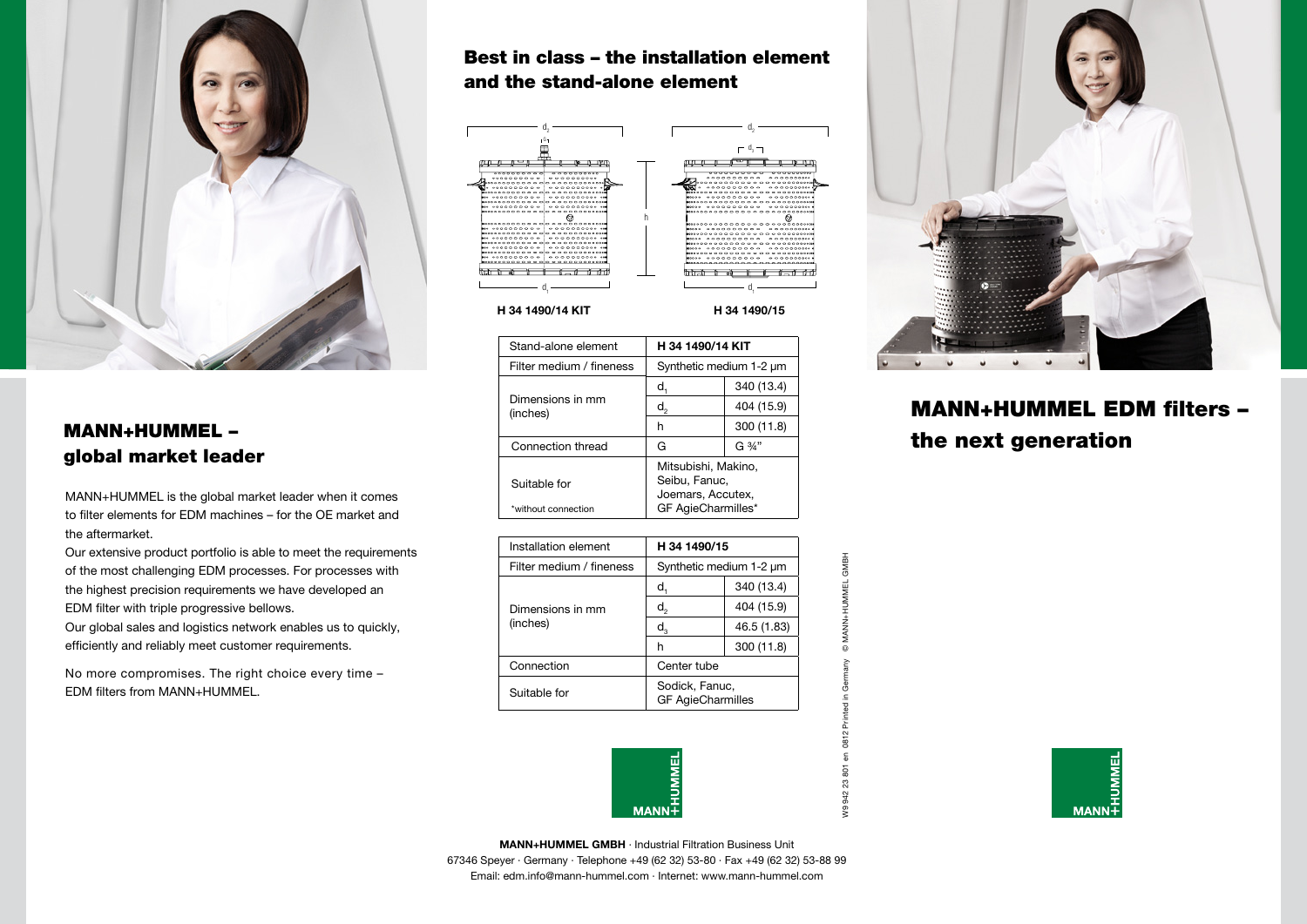## MANN+HUMMEL – global market leader

MANN+HUMMEL is the global market leader when it comes to filter elements for EDM machines – for the OE market and the aftermarket.

Our extensive product portfolio is able to meet the requirements of the most challenging EDM processes. For processes with the highest precision requirements we have developed an EDM filter with triple progressive bellows.

Our global sales and logistics network enables us to quickly, efficiently and reliably meet customer requirements.

No more compromises. The right choice every time – EDM filters from MANN+HUMMEL.

## Best in class – the installation element and the stand-alone element

H 34 1490/14 KIT

H 34 1490/15

| Stand-alone element | H 34 1490/14 KIT | |
|---|---|---|
| Filter medium / fineness | Synthetic medium 1-2 µm | |
| Dimensions in mm (inches) | $d_1$ | 340 (13.4) |
| | $d_2$ | 404 (15.9) |
| | h | 300 (11.8) |
| Connection thread | G | G ¾" |
| Suitable for *without connection | Mitsubishi, Makino, Seibu, Fanuc, Joemars, Accutex, GF AgieCharmilles* | |

| Installation element | H 34 1490/15 | |
|---|---|---|
| Filter medium / fineness | Synthetic medium 1-2 µm | |
| Dimensions in mm (inches) | $d_1$ | 340 (13.4) |
| | $d_2$ | 404 (15.9) |
| | $d_3$ | 46.5 (1.83) |
| | h | 300 (11.8) |
| Connection | Center tube | |
| Suitable for | Sodick, Fanuc, GF AgieCharmilles | |

W9 942 23 801 en 0812 Printed in Germany © MANN+HUMMEL GMBH

**MANN+HUMMEL GMBH** · Industrial Filtration Business Unit
67346 Speyer · Germany · Telephone +49 (62 32) 53-80 · Fax +49 (62 32) 53-88 99
Email: edm.info@mann-hummel.com · Internet: www.mann-hummel.com

## MANN+HUMMEL EDM filters – the next generation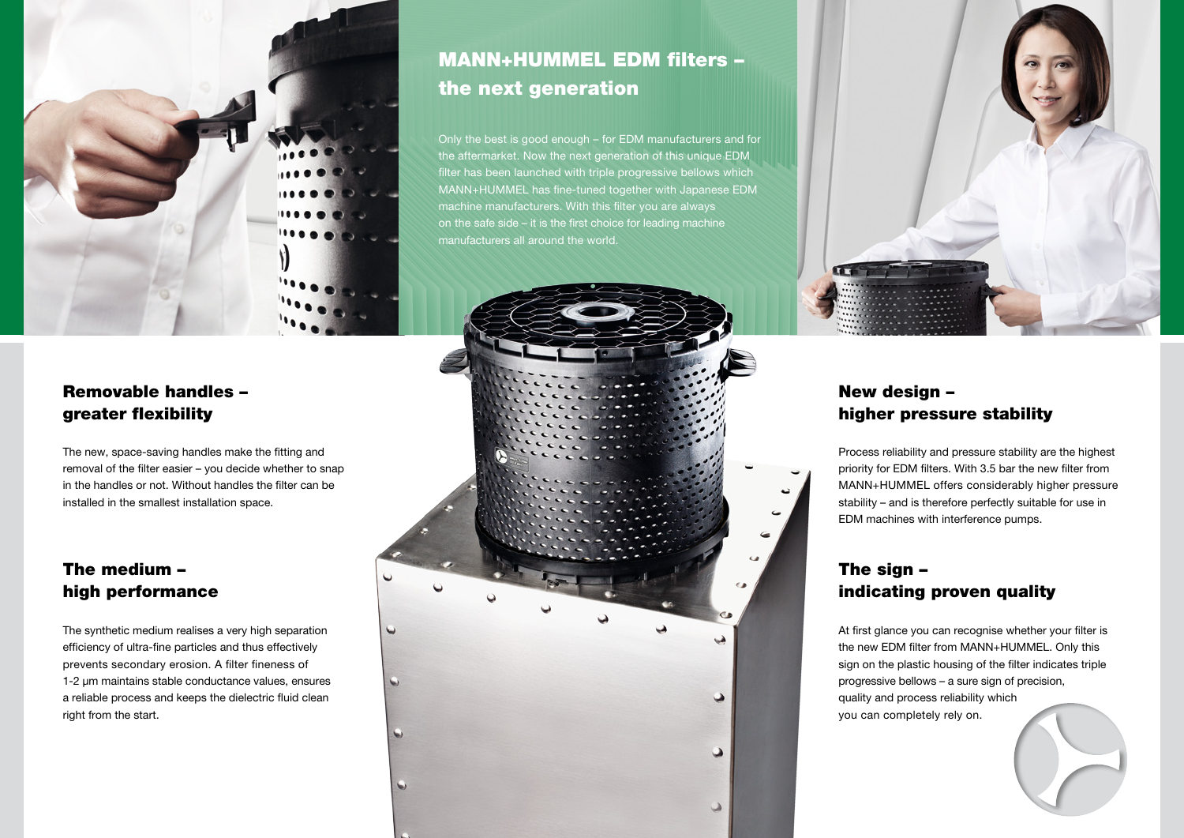## MANN+HUMMEL EDM filters – the next generation

Only the best is good enough – for EDM manufacturers and for the aftermarket. Now the next generation of this unique EDM filter has been launched with triple progressive bellows which MANN+HUMMEL has fine-tuned together with Japanese EDM machine manufacturers. With this filter you are always on the safe side – it is the first choice for leading machine manufacturers all around the world.

### Removable handles – greater flexibility

The new, space-saving handles make the fitting and removal of the filter easier – you decide whether to snap in the handles or not. Without handles the filter can be installed in the smallest installation space.

### The medium – high performance

The synthetic medium realises a very high separation efficiency of ultra-fine particles and thus effectively prevents secondary erosion. A filter fineness of 1-2 µm maintains stable conductance values, ensures a reliable process and keeps the dielectric fluid clean right from the start.

### New design – higher pressure stability

Process reliability and pressure stability are the highest priority for EDM filters. With 3.5 bar the new filter from MANN+HUMMEL offers considerably higher pressure stability – and is therefore perfectly suitable for use in EDM machines with interference pumps.

### The sign – indicating proven quality

At first glance you can recognise whether your filter is the new EDM filter from MANN+HUMMEL. Only this sign on the plastic housing of the filter indicates triple progressive bellows – a sure sign of precision, quality and process reliability which you can completely rely on.